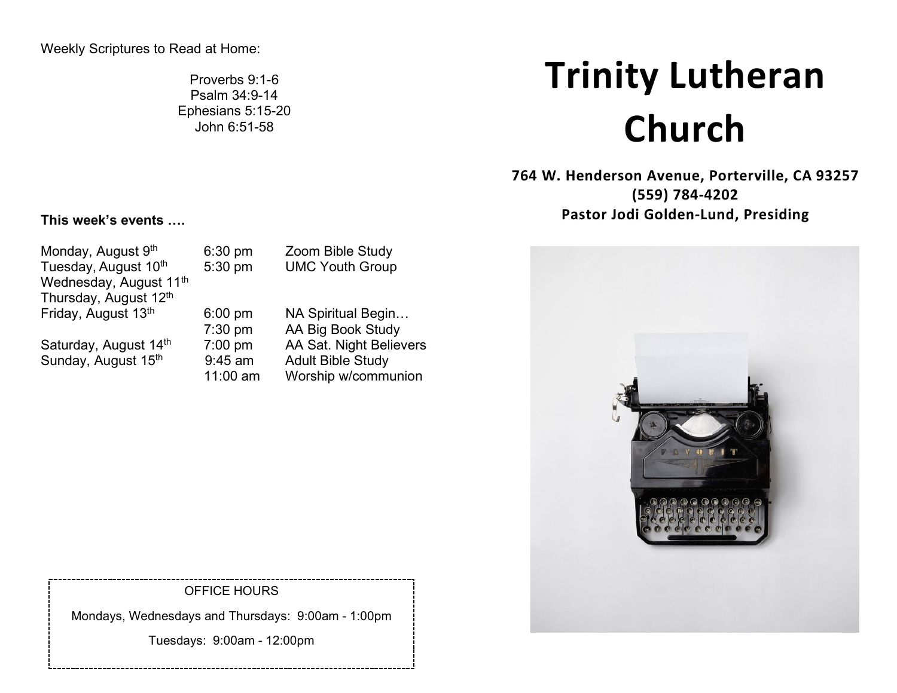Weekly Scriptures to Read at Home:

Proverbs 9:1-6
Psalm 34:9-14
Ephesians 5:15-20
John 6:51-58

**This week's events ….**

| | | |
|---|---|---|
| Monday, August 9th | 6:30 pm | Zoom Bible Study |
| Tuesday, August 10th | 5:30 pm | UMC Youth Group |
| Wednesday, August 11th | | |
| Thursday, August 12th | | |
| Friday, August 13th | 6:00 pm | NA Spiritual Begin… |
| | 7:30 pm | AA Big Book Study |
| Saturday, August 14th | 7:00 pm | AA Sat. Night Believers |
| Sunday, August 15th | 9:45 am | Adult Bible Study |
| | 11:00 am | Worship w/communion |

OFFICE HOURS

Mondays, Wednesdays and Thursdays: 9:00am - 1:00pm

Tuesdays: 9:00am - 12:00pm

# Trinity Lutheran Church

**764 W. Henderson Avenue, Porterville, CA 93257**
**(559) 784-4202**
**Pastor Jodi Golden-Lund, Presiding**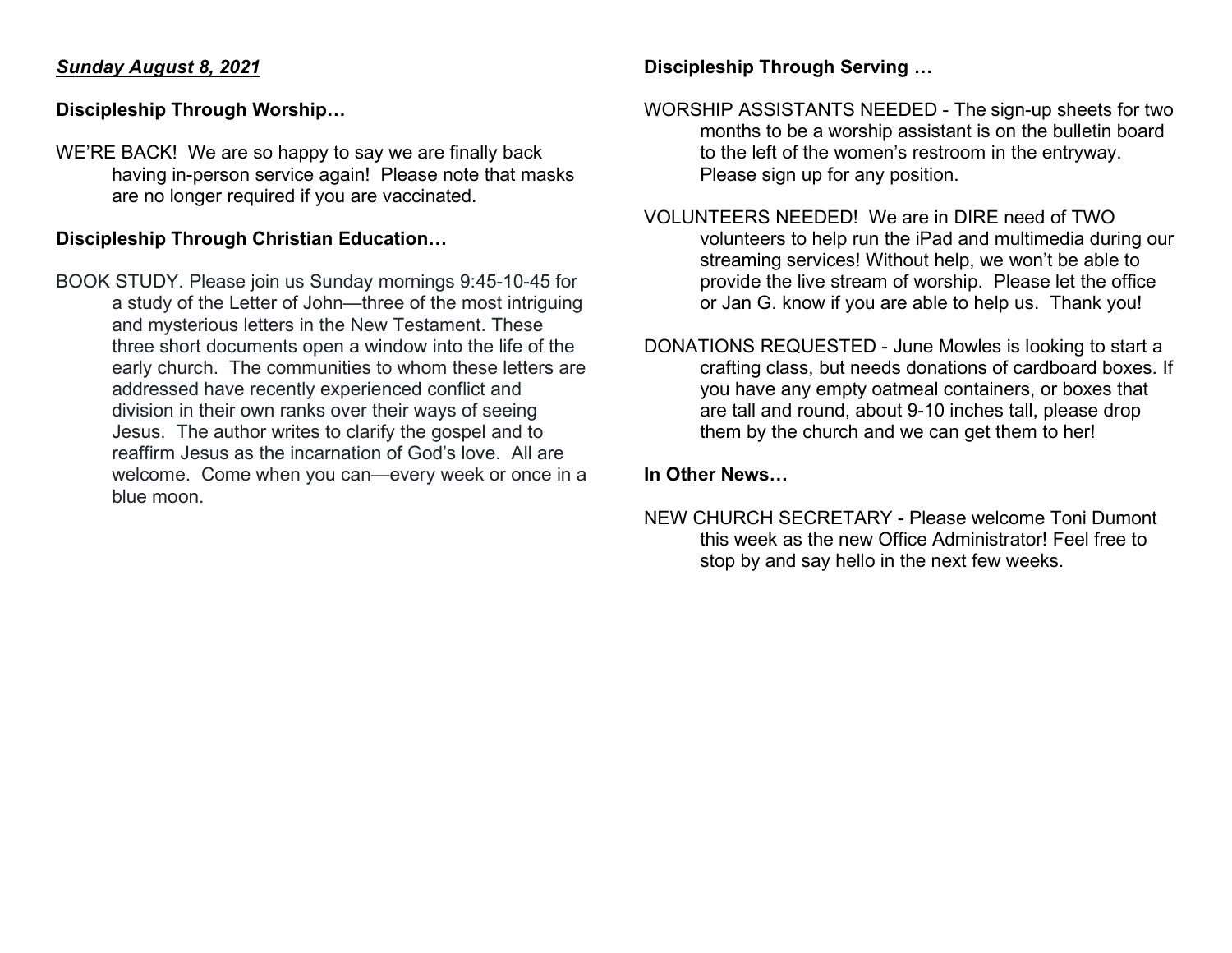***Sunday August 8, 2021***

**Discipleship Through Worship…**

WE'RE BACK! We are so happy to say we are finally back having in-person service again! Please note that masks are no longer required if you are vaccinated.

**Discipleship Through Christian Education…**

BOOK STUDY. Please join us Sunday mornings 9:45-10-45 for a study of the Letter of John—three of the most intriguing and mysterious letters in the New Testament. These three short documents open a window into the life of the early church. The communities to whom these letters are addressed have recently experienced conflict and division in their own ranks over their ways of seeing Jesus. The author writes to clarify the gospel and to reaffirm Jesus as the incarnation of God's love. All are welcome. Come when you can—every week or once in a blue moon.

**Discipleship Through Serving …**

WORSHIP ASSISTANTS NEEDED - The sign-up sheets for two months to be a worship assistant is on the bulletin board to the left of the women's restroom in the entryway. Please sign up for any position.

VOLUNTEERS NEEDED! We are in DIRE need of TWO volunteers to help run the iPad and multimedia during our streaming services! Without help, we won't be able to provide the live stream of worship. Please let the office or Jan G. know if you are able to help us. Thank you!

DONATIONS REQUESTED - June Mowles is looking to start a crafting class, but needs donations of cardboard boxes. If you have any empty oatmeal containers, or boxes that are tall and round, about 9-10 inches tall, please drop them by the church and we can get them to her!

**In Other News…**

NEW CHURCH SECRETARY - Please welcome Toni Dumont this week as the new Office Administrator! Feel free to stop by and say hello in the next few weeks.